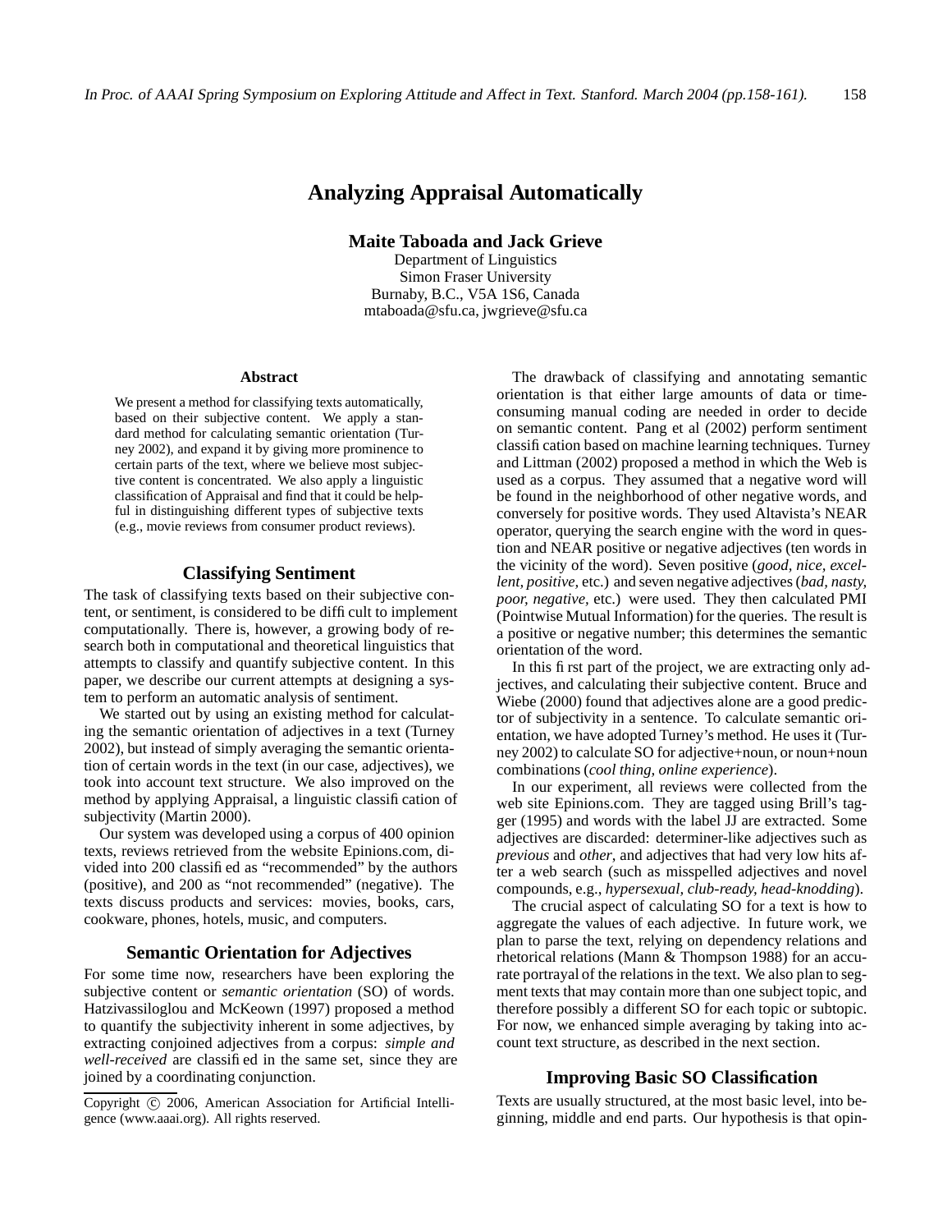# Analyzing Appraisal Automatically

**Maite Taboada and Jack Grieve**

Department of Linguistics
Simon Fraser University
Burnaby, B.C., V5A 1S6, Canada
mtaboada@sfu.ca, jwgrieve@sfu.ca

### Abstract

We present a method for classifying texts automatically, based on their subjective content. We apply a standard method for calculating semantic orientation (Turney 2002), and expand it by giving more prominence to certain parts of the text, where we believe most subjective content is concentrated. We also apply a linguistic classification of Appraisal and find that it could be helpful in distinguishing different types of subjective texts (e.g., movie reviews from consumer product reviews).

## Classifying Sentiment

The task of classifying texts based on their subjective content, or sentiment, is considered to be difficult to implement computationally. There is, however, a growing body of research both in computational and theoretical linguistics that attempts to classify and quantify subjective content. In this paper, we describe our current attempts at designing a system to perform an automatic analysis of sentiment.

We started out by using an existing method for calculating the semantic orientation of adjectives in a text (Turney 2002), but instead of simply averaging the semantic orientation of certain words in the text (in our case, adjectives), we took into account text structure. We also improved on the method by applying Appraisal, a linguistic classification of subjectivity (Martin 2000).

Our system was developed using a corpus of 400 opinion texts, reviews retrieved from the website Epinions.com, divided into 200 classified as "recommended" by the authors (positive), and 200 as "not recommended" (negative). The texts discuss products and services: movies, books, cars, cookware, phones, hotels, music, and computers.

## Semantic Orientation for Adjectives

For some time now, researchers have been exploring the subjective content or *semantic orientation* (SO) of words. Hatzivassiloglou and McKeown (1997) proposed a method to quantify the subjectivity inherent in some adjectives, by extracting conjoined adjectives from a corpus: *simple and well-received* are classified in the same set, since they are joined by a coordinating conjunction.

Copyright © 2006, American Association for Artificial Intelligence (www.aaai.org). All rights reserved.

The drawback of classifying and annotating semantic orientation is that either large amounts of data or time-consuming manual coding are needed in order to decide on semantic content. Pang et al (2002) perform sentiment classification based on machine learning techniques. Turney and Littman (2002) proposed a method in which the Web is used as a corpus. They assumed that a negative word will be found in the neighborhood of other negative words, and conversely for positive words. They used Altavista's NEAR operator, querying the search engine with the word in question and NEAR positive or negative adjectives (ten words in the vicinity of the word). Seven positive (*good, nice, excellent, positive,* etc.) and seven negative adjectives (*bad, nasty, poor, negative,* etc.) were used. They then calculated PMI (Pointwise Mutual Information) for the queries. The result is a positive or negative number; this determines the semantic orientation of the word.

In this first part of the project, we are extracting only adjectives, and calculating their subjective content. Bruce and Wiebe (2000) found that adjectives alone are a good predictor of subjectivity in a sentence. To calculate semantic orientation, we have adopted Turney's method. He uses it (Turney 2002) to calculate SO for adjective+noun, or noun+noun combinations (*cool thing, online experience*).

In our experiment, all reviews were collected from the web site Epinions.com. They are tagged using Brill's tagger (1995) and words with the label JJ are extracted. Some adjectives are discarded: determiner-like adjectives such as *previous* and *other*, and adjectives that had very low hits after a web search (such as misspelled adjectives and novel compounds, e.g., *hypersexual, club-ready, head-knodding*).

The crucial aspect of calculating SO for a text is how to aggregate the values of each adjective. In future work, we plan to parse the text, relying on dependency relations and rhetorical relations (Mann & Thompson 1988) for an accurate portrayal of the relations in the text. We also plan to segment texts that may contain more than one subject topic, and therefore possibly a different SO for each topic or subtopic. For now, we enhanced simple averaging by taking into account text structure, as described in the next section.

## Improving Basic SO Classification

Texts are usually structured, at the most basic level, into beginning, middle and end parts. Our hypothesis is that opin-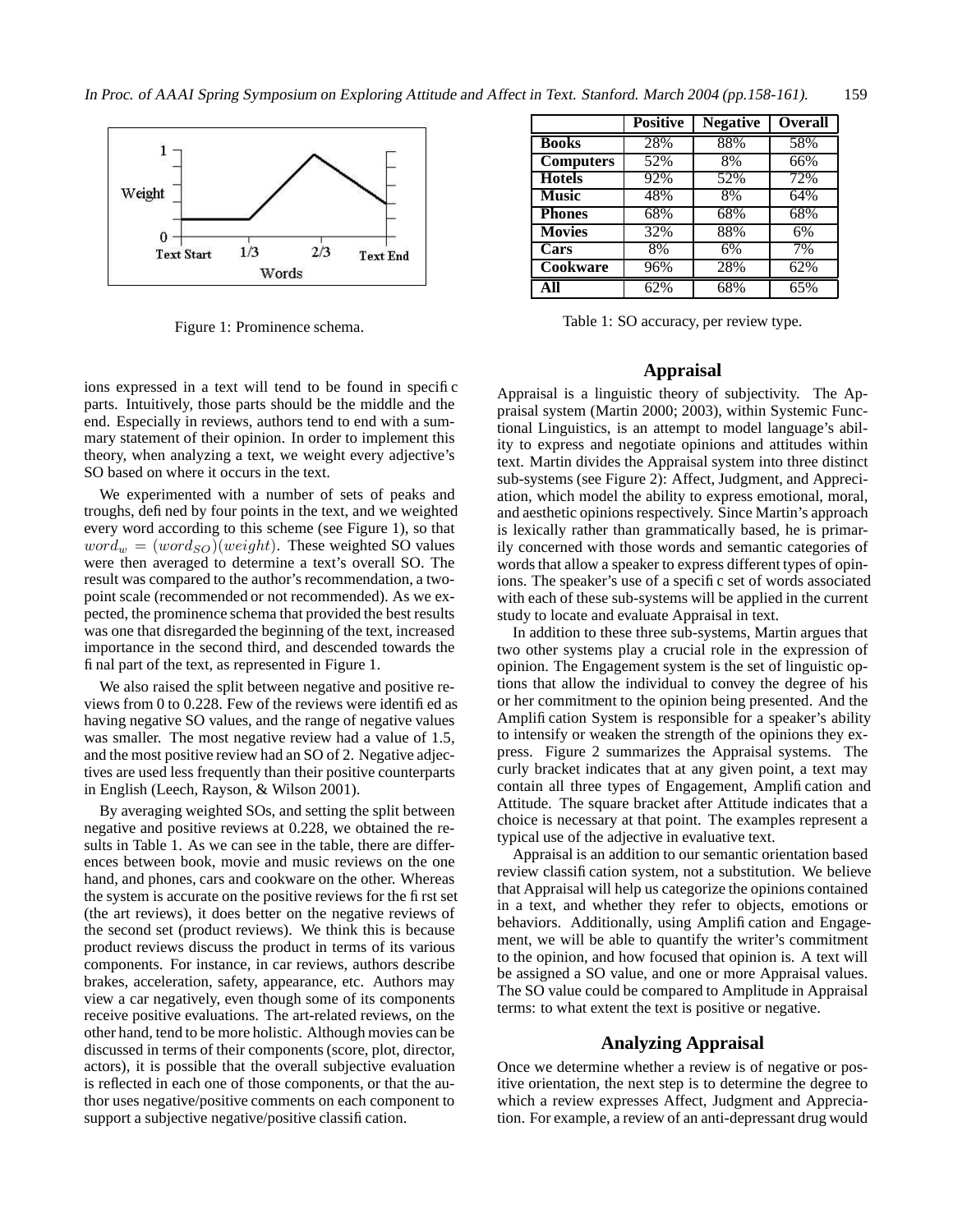Figure 1: Prominence schema.

ions expressed in a text will tend to be found in specific parts. Intuitively, those parts should be the middle and the end. Especially in reviews, authors tend to end with a summary statement of their opinion. In order to implement this theory, when analyzing a text, we weight every adjective's SO based on where it occurs in the text.

We experimented with a number of sets of peaks and troughs, defined by four points in the text, and we weighted every word according to this scheme (see Figure 1), so that $word_w = (word_{SO})(weight)$. These weighted SO values were then averaged to determine a text's overall SO. The result was compared to the author's recommendation, a two-point scale (recommended or not recommended). As we expected, the prominence schema that provided the best results was one that disregarded the beginning of the text, increased importance in the second third, and descended towards the final part of the text, as represented in Figure 1.

We also raised the split between negative and positive reviews from 0 to 0.228. Few of the reviews were identified as having negative SO values, and the range of negative values was smaller. The most negative review had a value of 1.5, and the most positive review had an SO of 2. Negative adjectives are used less frequently than their positive counterparts in English (Leech, Rayson, & Wilson 2001).

By averaging weighted SOs, and setting the split between negative and positive reviews at 0.228, we obtained the results in Table 1. As we can see in the table, there are differences between book, movie and music reviews on the one hand, and phones, cars and cookware on the other. Whereas the system is accurate on the positive reviews for the first set (the art reviews), it does better on the negative reviews of the second set (product reviews). We think this is because product reviews discuss the product in terms of its various components. For instance, in car reviews, authors describe brakes, acceleration, safety, appearance, etc. Authors may view a car negatively, even though some of its components receive positive evaluations. The art-related reviews, on the other hand, tend to be more holistic. Although movies can be discussed in terms of their components (score, plot, director, actors), it is possible that the overall subjective evaluation is reflected in each one of those components, or that the author uses negative/positive comments on each component to support a subjective negative/positive classification.

| | Positive | Negative | Overall |
|---|---|---|---|
| **Books** | 28% | 88% | 58% |
| **Computers** | 52% | 8% | 66% |
| **Hotels** | 92% | 52% | 72% |
| **Music** | 48% | 8% | 64% |
| **Phones** | 68% | 68% | 68% |
| **Movies** | 32% | 88% | 6% |
| **Cars** | 8% | 6% | 7% |
| **Cookware** | 96% | 28% | 62% |
| **All** | 62% | 68% | 65% |

Table 1: SO accuracy, per review type.

## Appraisal

Appraisal is a linguistic theory of subjectivity. The Appraisal system (Martin 2000; 2003), within Systemic Functional Linguistics, is an attempt to model language's ability to express and negotiate opinions and attitudes within text. Martin divides the Appraisal system into three distinct sub-systems (see Figure 2): Affect, Judgment, and Appreciation, which model the ability to express emotional, moral, and aesthetic opinions respectively. Since Martin's approach is lexically rather than grammatically based, he is primarily concerned with those words and semantic categories of words that allow a speaker to express different types of opinions. The speaker's use of a specific set of words associated with each of these sub-systems will be applied in the current study to locate and evaluate Appraisal in text.

In addition to these three sub-systems, Martin argues that two other systems play a crucial role in the expression of opinion. The Engagement system is the set of linguistic options that allow the individual to convey the degree of his or her commitment to the opinion being presented. And the Amplification System is responsible for a speaker's ability to intensify or weaken the strength of the opinions they express. Figure 2 summarizes the Appraisal systems. The curly bracket indicates that at any given point, a text may contain all three types of Engagement, Amplification and Attitude. The square bracket after Attitude indicates that a choice is necessary at that point. The examples represent a typical use of the adjective in evaluative text.

Appraisal is an addition to our semantic orientation based review classification system, not a substitution. We believe that Appraisal will help us categorize the opinions contained in a text, and whether they refer to objects, emotions or behaviors. Additionally, using Amplification and Engagement, we will be able to quantify the writer's commitment to the opinion, and how focused that opinion is. A text will be assigned a SO value, and one or more Appraisal values. The SO value could be compared to Amplitude in Appraisal terms: to what extent the text is positive or negative.

## Analyzing Appraisal

Once we determine whether a review is of negative or positive orientation, the next step is to determine the degree to which a review expresses Affect, Judgment and Appreciation. For example, a review of an anti-depressant drug would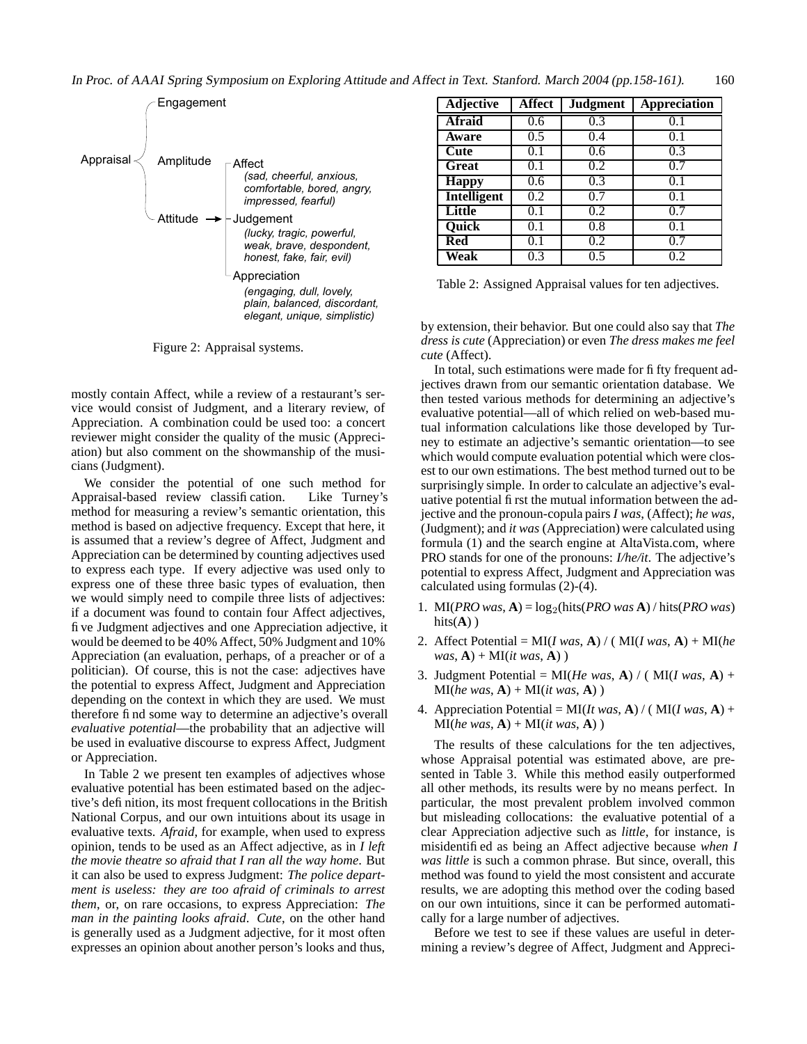Engagement

Appraisal — Amplitude

Attitude → Affect (sad, cheerful, anxious, comfortable, bored, angry, impressed, fearful)

Judgement (lucky, tragic, powerful, weak, brave, despondent, honest, fake, fair, evil)

Appreciation (engaging, dull, lovely, plain, balanced, discordant, elegant, unique, simplistic)

Figure 2: Appraisal systems.

mostly contain Affect, while a review of a restaurant's service would consist of Judgment, and a literary review, of Appreciation. A combination could be used too: a concert reviewer might consider the quality of the music (Appreciation) but also comment on the showmanship of the musicians (Judgment).

We consider the potential of one such method for Appraisal-based review classification. Like Turney's method for measuring a review's semantic orientation, this method is based on adjective frequency. Except that here, it is assumed that a review's degree of Affect, Judgment and Appreciation can be determined by counting adjectives used to express each type. If every adjective was used only to express one of these three basic types of evaluation, then we would simply need to compile three lists of adjectives: if a document was found to contain four Affect adjectives, five Judgment adjectives and one Appreciation adjective, it would be deemed to be 40% Affect, 50% Judgment and 10% Appreciation (an evaluation, perhaps, of a preacher or of a politician). Of course, this is not the case: adjectives have the potential to express Affect, Judgment and Appreciation depending on the context in which they are used. We must therefore find some way to determine an adjective's overall *evaluative potential*—the probability that an adjective will be used in evaluative discourse to express Affect, Judgment or Appreciation.

In Table 2 we present ten examples of adjectives whose evaluative potential has been estimated based on the adjective's definition, its most frequent collocations in the British National Corpus, and our own intuitions about its usage in evaluative texts. *Afraid*, for example, when used to express opinion, tends to be used as an Affect adjective, as in *I left the movie theatre so afraid that I ran all the way home*. But it can also be used to express Judgment: *The police department is useless: they are too afraid of criminals to arrest them*, or, on rare occasions, to express Appreciation: *The man in the painting looks afraid*. *Cute*, on the other hand is generally used as a Judgment adjective, for it most often expresses an opinion about another person's looks and thus, by extension, their behavior. But one could also say that *The dress is cute* (Appreciation) or even *The dress makes me feel cute* (Affect).

| Adjective | Affect | Judgment | Appreciation |
|---|---|---|---|
| **Afraid** | 0.6 | 0.3 | 0.1 |
| **Aware** | 0.5 | 0.4 | 0.1 |
| **Cute** | 0.1 | 0.6 | 0.3 |
| **Great** | 0.1 | 0.2 | 0.7 |
| **Happy** | 0.6 | 0.3 | 0.1 |
| **Intelligent** | 0.2 | 0.7 | 0.1 |
| **Little** | 0.1 | 0.2 | 0.7 |
| **Quick** | 0.1 | 0.8 | 0.1 |
| **Red** | 0.1 | 0.2 | 0.7 |
| **Weak** | 0.3 | 0.5 | 0.2 |

Table 2: Assigned Appraisal values for ten adjectives.

In total, such estimations were made for fifty frequent adjectives drawn from our semantic orientation database. We then tested various methods for determining an adjective's evaluative potential—all of which relied on web-based mutual information calculations like those developed by Turney to estimate an adjective's semantic orientation—to see which would compute evaluation potential which were closest to our own estimations. The best method turned out to be surprisingly simple. In order to calculate an adjective's evaluative potential first the mutual information between the adjective and the pronoun-copula pairs *I was*, (Affect); *he was*, (Judgment); and *it was* (Appreciation) were calculated using formula (1) and the search engine at AltaVista.com, where PRO stands for one of the pronouns: *I/he/it*. The adjective's potential to express Affect, Judgment and Appreciation was calculated using formulas (2)-(4).

1. MI(*PRO was*, **A**) = $\log_2$(hits(*PRO was* **A**) / hits(*PRO was*) hits(**A**) )
2. Affect Potential = MI(*I was*, **A**) / ( MI(*I was*, **A**) + MI(*he was*, **A**) + MI(*it was*, **A**) )
3. Judgment Potential = MI(*He was*, **A**) / ( MI(*I was*, **A**) + MI(*he was*, **A**) + MI(*it was*, **A**) )
4. Appreciation Potential = MI(*It was*, **A**) / ( MI(*I was*, **A**) + MI(*he was*, **A**) + MI(*it was*, **A**) )

The results of these calculations for the ten adjectives, whose Appraisal potential was estimated above, are presented in Table 3. While this method easily outperformed all other methods, its results were by no means perfect. In particular, the most prevalent problem involved common but misleading collocations: the evaluative potential of a clear Appreciation adjective such as *little*, for instance, is misidentified as being an Affect adjective because *when I was little* is such a common phrase. But since, overall, this method was found to yield the most consistent and accurate results, we are adopting this method over the coding based on our own intuitions, since it can be performed automatically for a large number of adjectives.

Before we test to see if these values are useful in determining a review's degree of Affect, Judgment and Appreci-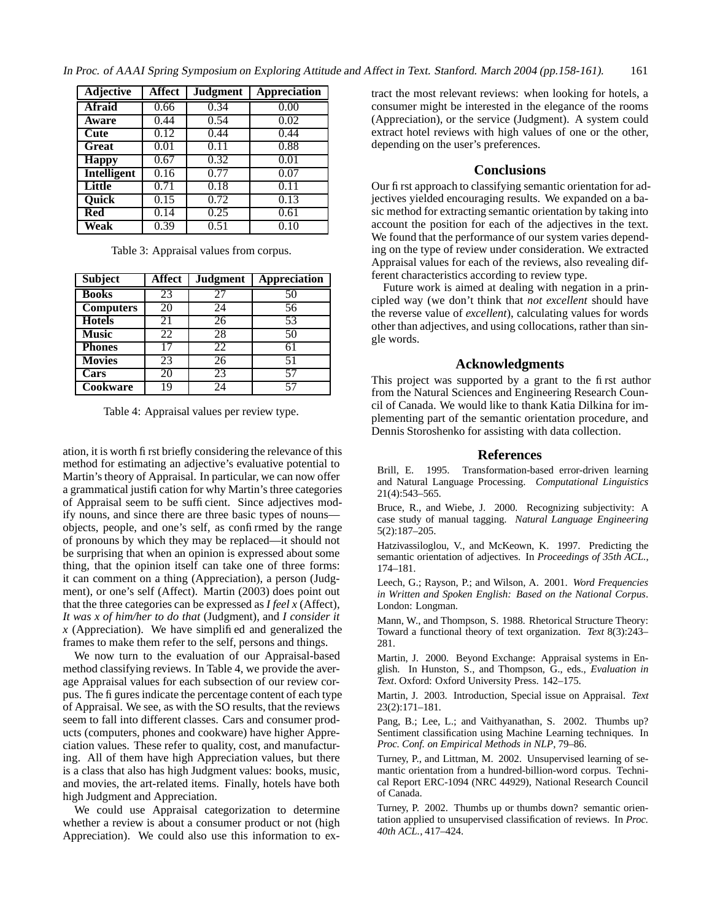| Adjective | Affect | Judgment | Appreciation |
|---|---|---|---|
| **Afraid** | 0.66 | 0.34 | 0.00 |
| **Aware** | 0.44 | 0.54 | 0.02 |
| **Cute** | 0.12 | 0.44 | 0.44 |
| **Great** | 0.01 | 0.11 | 0.88 |
| **Happy** | 0.67 | 0.32 | 0.01 |
| **Intelligent** | 0.16 | 0.77 | 0.07 |
| **Little** | 0.71 | 0.18 | 0.11 |
| **Quick** | 0.15 | 0.72 | 0.13 |
| **Red** | 0.14 | 0.25 | 0.61 |
| **Weak** | 0.39 | 0.51 | 0.10 |

Table 3: Appraisal values from corpus.

| Subject | Affect | Judgment | Appreciation |
|---|---|---|---|
| **Books** | 23 | 27 | 50 |
| **Computers** | 20 | 24 | 56 |
| **Hotels** | 21 | 26 | 53 |
| **Music** | 22 | 28 | 50 |
| **Phones** | 17 | 22 | 61 |
| **Movies** | 23 | 26 | 51 |
| **Cars** | 20 | 23 | 57 |
| **Cookware** | 19 | 24 | 57 |

Table 4: Appraisal values per review type.

ation, it is worth first briefly considering the relevance of this method for estimating an adjective's evaluative potential to Martin's theory of Appraisal. In particular, we can now offer a grammatical justification for why Martin's three categories of Appraisal seem to be sufficient. Since adjectives modify nouns, and since there are three basic types of nouns—objects, people, and one's self, as confirmed by the range of pronouns by which they may be replaced—it should not be surprising that when an opinion is expressed about some thing, that the opinion itself can take one of three forms: it can comment on a thing (Appreciation), a person (Judgment), or one's self (Affect). Martin (2003) does point out that the three categories can be expressed as *I feel x* (Affect), *It was x of him/her to do that* (Judgment), and *I consider it x* (Appreciation). We have simplified and generalized the frames to make them refer to the self, persons and things.

We now turn to the evaluation of our Appraisal-based method classifying reviews. In Table 4, we provide the average Appraisal values for each subsection of our review corpus. The figures indicate the percentage content of each type of Appraisal. We see, as with the SO results, that the reviews seem to fall into different classes. Cars and consumer products (computers, phones and cookware) have higher Appreciation values. These refer to quality, cost, and manufacturing. All of them have high Appreciation values, but there is a class that also has high Judgment values: books, music, and movies, the art-related items. Finally, hotels have both high Judgment and Appreciation.

We could use Appraisal categorization to determine whether a review is about a consumer product or not (high Appreciation). We could also use this information to extract the most relevant reviews: when looking for hotels, a consumer might be interested in the elegance of the rooms (Appreciation), or the service (Judgment). A system could extract hotel reviews with high values of one or the other, depending on the user's preferences.

## Conclusions

Our first approach to classifying semantic orientation for adjectives yielded encouraging results. We expanded on a basic method for extracting semantic orientation by taking into account the position for each of the adjectives in the text. We found that the performance of our system varies depending on the type of review under consideration. We extracted Appraisal values for each of the reviews, also revealing different characteristics according to review type.

Future work is aimed at dealing with negation in a principled way (we don't think that *not excellent* should have the reverse value of *excellent*), calculating values for words other than adjectives, and using collocations, rather than single words.

## Acknowledgments

This project was supported by a grant to the first author from the Natural Sciences and Engineering Research Council of Canada. We would like to thank Katia Dilkina for implementing part of the semantic orientation procedure, and Dennis Storoshenko for assisting with data collection.

## References

Brill, E. 1995. Transformation-based error-driven learning and Natural Language Processing. *Computational Linguistics* 21(4):543–565.

Bruce, R., and Wiebe, J. 2000. Recognizing subjectivity: A case study of manual tagging. *Natural Language Engineering* 5(2):187–205.

Hatzivassiloglou, V., and McKeown, K. 1997. Predicting the semantic orientation of adjectives. In *Proceedings of 35th ACL.*, 174–181.

Leech, G.; Rayson, P.; and Wilson, A. 2001. *Word Frequencies in Written and Spoken English: Based on the National Corpus*. London: Longman.

Mann, W., and Thompson, S. 1988. Rhetorical Structure Theory: Toward a functional theory of text organization. *Text* 8(3):243–281.

Martin, J. 2000. Beyond Exchange: Appraisal systems in English. In Hunston, S., and Thompson, G., eds., *Evaluation in Text*. Oxford: Oxford University Press. 142–175.

Martin, J. 2003. Introduction, Special issue on Appraisal. *Text* 23(2):171–181.

Pang, B.; Lee, L.; and Vaithyanathan, S. 2002. Thumbs up? Sentiment classification using Machine Learning techniques. In *Proc. Conf. on Empirical Methods in NLP*, 79–86.

Turney, P., and Littman, M. 2002. Unsupervised learning of semantic orientation from a hundred-billion-word corpus. Technical Report ERC-1094 (NRC 44929), National Research Council of Canada.

Turney, P. 2002. Thumbs up or thumbs down? semantic orientation applied to unsupervised classification of reviews. In *Proc. 40th ACL.*, 417–424.